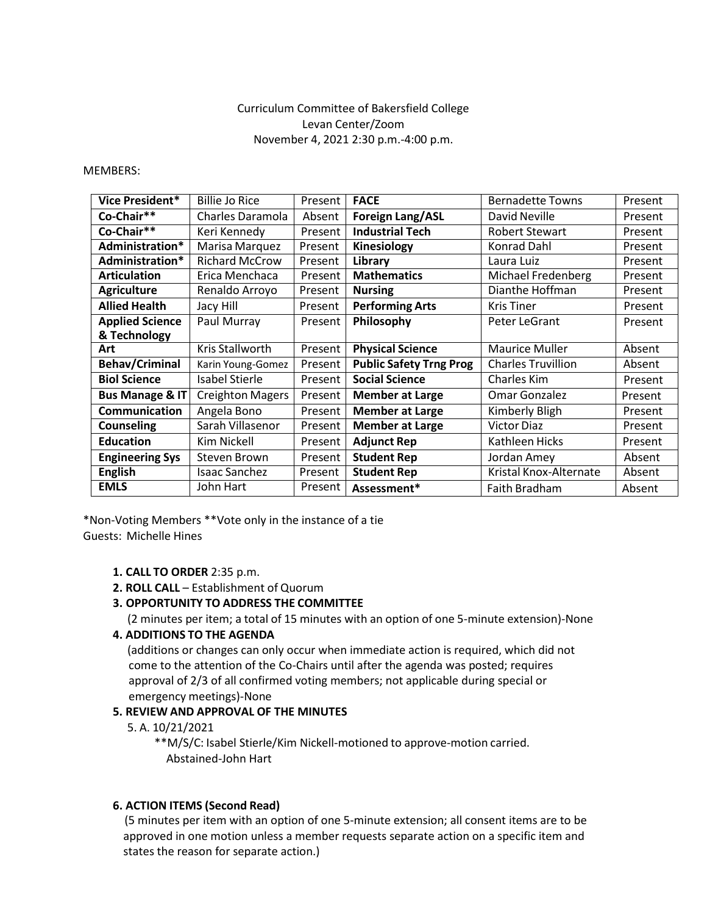Curriculum Committee of Bakersfield College
Levan Center/Zoom
November 4, 2021 2:30 p.m.-4:00 p.m.

MEMBERS:

| **Vice President*** | Billie Jo Rice | Present | **FACE** | Bernadette Towns | Present |
|---|---|---|---|---|---|
| **Co-Chair**** | Charles Daramola | Absent | **Foreign Lang/ASL** | David Neville | Present |
| **Co-Chair**** | Keri Kennedy | Present | **Industrial Tech** | Robert Stewart | Present |
| **Administration*** | Marisa Marquez | Present | **Kinesiology** | Konrad Dahl | Present |
| **Administration*** | Richard McCrow | Present | **Library** | Laura Luiz | Present |
| **Articulation** | Erica Menchaca | Present | **Mathematics** | Michael Fredenberg | Present |
| **Agriculture** | Renaldo Arroyo | Present | **Nursing** | Dianthe Hoffman | Present |
| **Allied Health** | Jacy Hill | Present | **Performing Arts** | Kris Tiner | Present |
| **Applied Science & Technology** | Paul Murray | Present | **Philosophy** | Peter LeGrant | Present |
| **Art** | Kris Stallworth | Present | **Physical Science** | Maurice Muller | Absent |
| **Behav/Criminal** | Karin Young-Gomez | Present | **Public Safety Trng Prog** | Charles Truvillion | Absent |
| **Biol Science** | Isabel Stierle | Present | **Social Science** | Charles Kim | Present |
| **Bus Manage & IT** | Creighton Magers | Present | **Member at Large** | Omar Gonzalez | Present |
| **Communication** | Angela Bono | Present | **Member at Large** | Kimberly Bligh | Present |
| **Counseling** | Sarah Villasenor | Present | **Member at Large** | Victor Diaz | Present |
| **Education** | Kim Nickell | Present | **Adjunct Rep** | Kathleen Hicks | Present |
| **Engineering Sys** | Steven Brown | Present | **Student Rep** | Jordan Amey | Absent |
| **English** | Isaac Sanchez | Present | **Student Rep** | Kristal Knox-Alternate | Absent |
| **EMLS** | John Hart | Present | **Assessment*** | Faith Bradham | Absent |

*Non-Voting Members **Vote only in the instance of a tie
Guests: Michelle Hines

1. **CALL TO ORDER** 2:35 p.m.
2. **ROLL CALL** – Establishment of Quorum
3. **OPPORTUNITY TO ADDRESS THE COMMITTEE**
   (2 minutes per item; a total of 15 minutes with an option of one 5-minute extension)-None
4. **ADDITIONS TO THE AGENDA**
   (additions or changes can only occur when immediate action is required, which did not come to the attention of the Co-Chairs until after the agenda was posted; requires approval of 2/3 of all confirmed voting members; not applicable during special or emergency meetings)-None
5. **REVIEW AND APPROVAL OF THE MINUTES**
   5. A. 10/21/2021
   **M/S/C: Isabel Stierle/Kim Nickell-motioned to approve-motion carried. Abstained-John Hart

6. **ACTION ITEMS (Second Read)**
   (5 minutes per item with an option of one 5-minute extension; all consent items are to be approved in one motion unless a member requests separate action on a specific item and states the reason for separate action.)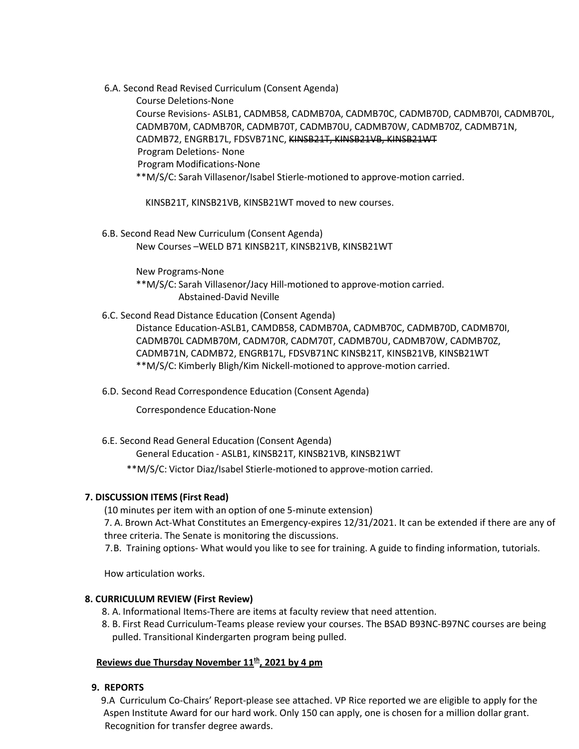6.A. Second Read Revised Curriculum (Consent Agenda)

Course Deletions-None

Course Revisions- ASLB1, CADMB58, CADMB70A, CADMB70C, CADMB70D, CADMB70I, CADMB70L, CADMB70M, CADMB70R, CADMB70T, CADMB70U, CADMB70W, CADMB70Z, CADMB71N, CADMB72, ENGRB17L, FDSVB71NC, ~~KINSB21T, KINSB21VB, KINSB21WT~~

Program Deletions- None

Program Modifications-None

**M/S/C: Sarah Villasenor/Isabel Stierle-motioned to approve-motion carried.

KINSB21T, KINSB21VB, KINSB21WT moved to new courses.

6.B. Second Read New Curriculum (Consent Agenda)

New Courses –WELD B71 KINSB21T, KINSB21VB, KINSB21WT

New Programs-None

**M/S/C: Sarah Villasenor/Jacy Hill-motioned to approve-motion carried.

Abstained-David Neville

6.C. Second Read Distance Education (Consent Agenda)

Distance Education-ASLB1, CAMDB58, CADMB70A, CADMB70C, CADMB70D, CADMB70I, CADMB70L CADMB70M, CADM70R, CADM70T, CADMB70U, CADMB70W, CADMB70Z, CADMB71N, CADMB72, ENGRB17L, FDSVB71NC KINSB21T, KINSB21VB, KINSB21WT

**M/S/C: Kimberly Bligh/Kim Nickell-motioned to approve-motion carried.

6.D. Second Read Correspondence Education (Consent Agenda)

Correspondence Education-None

6.E. Second Read General Education (Consent Agenda)

General Education - ASLB1, KINSB21T, KINSB21VB, KINSB21WT

**M/S/C: Victor Diaz/Isabel Stierle-motioned to approve-motion carried.

**7. DISCUSSION ITEMS (First Read)**

(10 minutes per item with an option of one 5-minute extension)

7. A. Brown Act-What Constitutes an Emergency-expires 12/31/2021. It can be extended if there are any of three criteria. The Senate is monitoring the discussions.

7.B. Training options- What would you like to see for training. A guide to finding information, tutorials.

How articulation works.

**8. CURRICULUM REVIEW (First Review)**

8. A. Informational Items-There are items at faculty review that need attention.

8. B. First Read Curriculum-Teams please review your courses. The BSAD B93NC-B97NC courses are being pulled. Transitional Kindergarten program being pulled.

**Reviews due Thursday November 11th, 2021 by 4 pm**

**9. REPORTS**

9.A Curriculum Co-Chairs' Report-please see attached. VP Rice reported we are eligible to apply for the Aspen Institute Award for our hard work. Only 150 can apply, one is chosen for a million dollar grant. Recognition for transfer degree awards.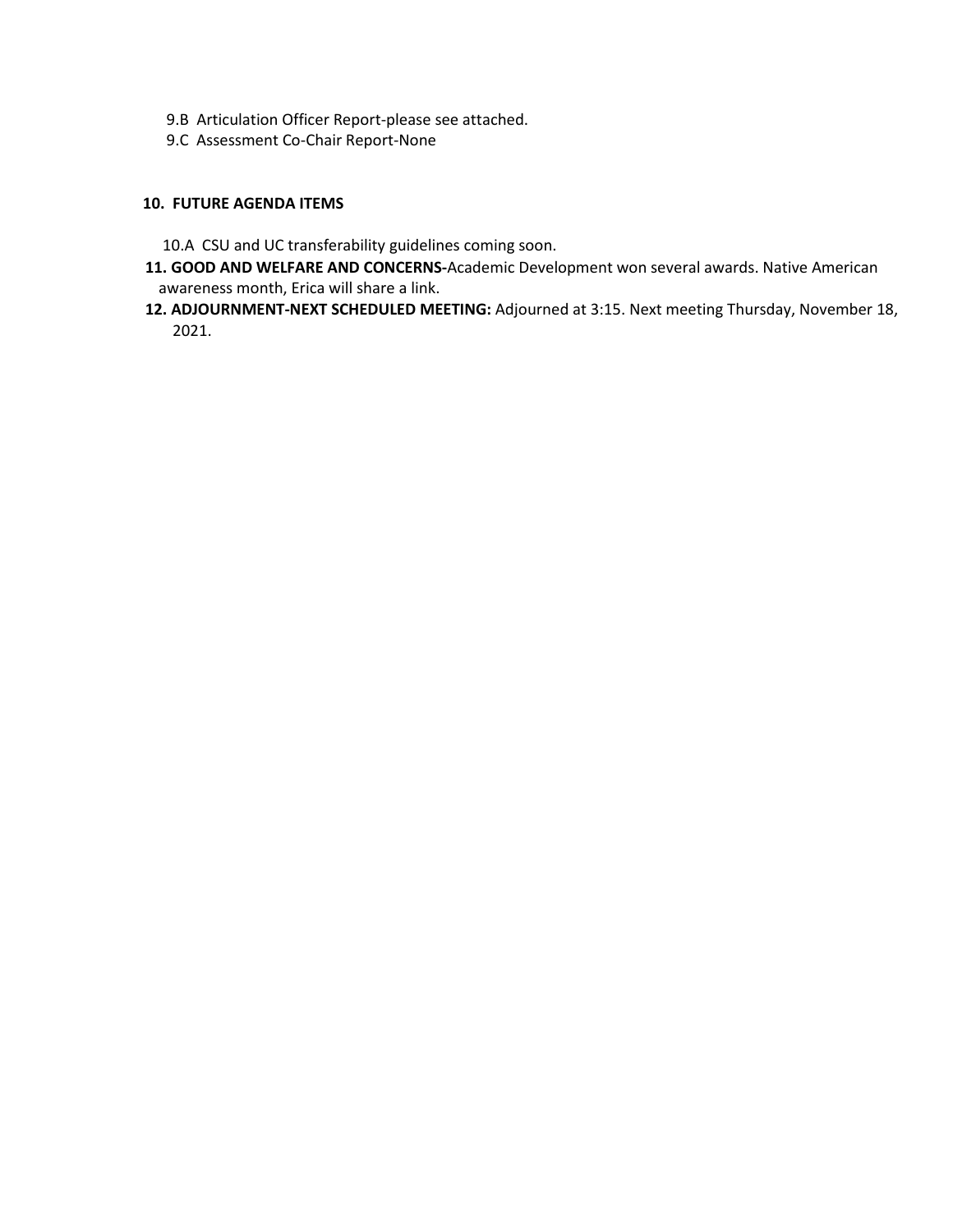9.B Articulation Officer Report-please see attached.

9.C Assessment Co-Chair Report-None

**10. FUTURE AGENDA ITEMS**

10.A CSU and UC transferability guidelines coming soon.

**11. GOOD AND WELFARE AND CONCERNS-**Academic Development won several awards. Native American awareness month, Erica will share a link.

**12. ADJOURNMENT-NEXT SCHEDULED MEETING:** Adjourned at 3:15. Next meeting Thursday, November 18, 2021.